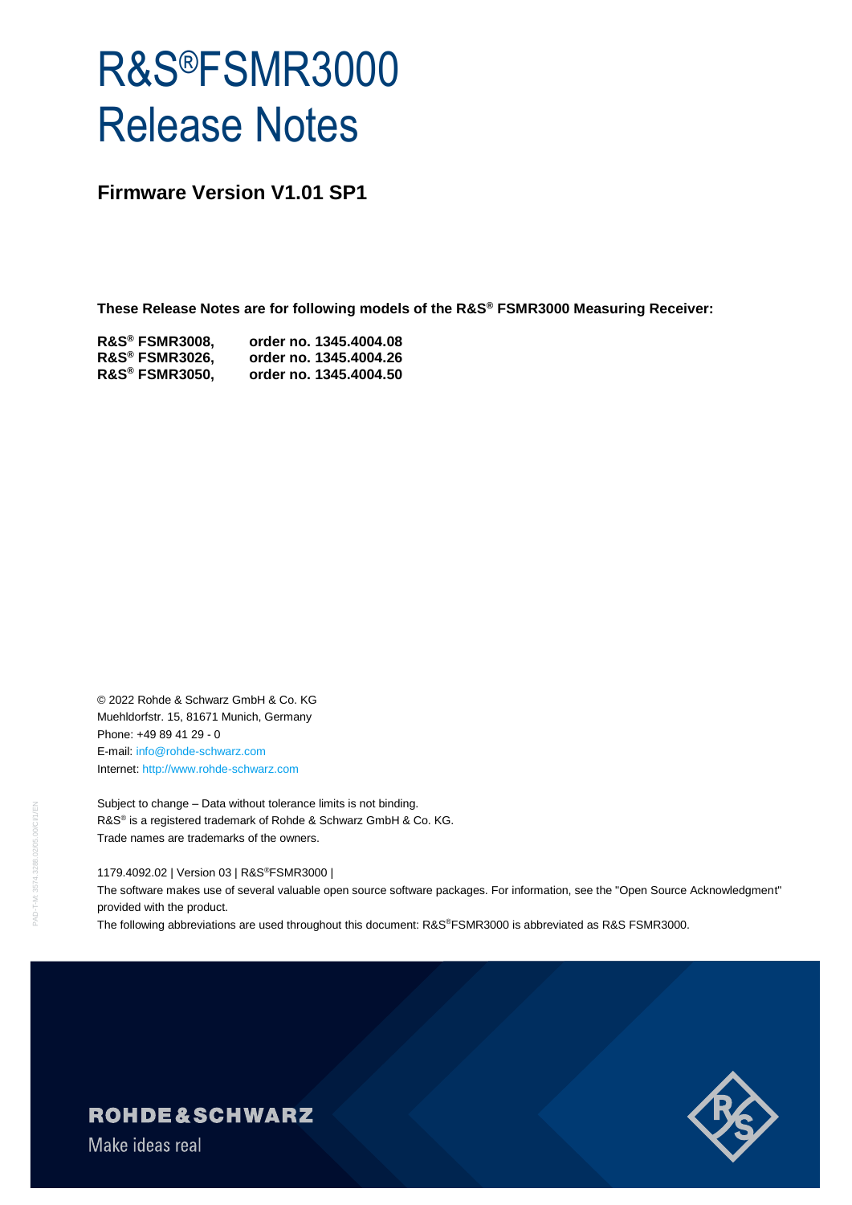# R&S®FSMR3000 Release Notes

## Firmware Version V1.01 SP1

**These Release Notes are for following models of the R&S® FSMR3000 Measuring Receiver:**

**R&S® FSMR3008, order no. 1345.4004.08**
**R&S® FSMR3026, order no. 1345.4004.26**
**R&S® FSMR3050, order no. 1345.4004.50**

© 2022 Rohde & Schwarz GmbH & Co. KG
Muehldorfstr. 15, 81671 Munich, Germany
Phone: +49 89 41 29 - 0
E-mail: info@rohde-schwarz.com
Internet: http://www.rohde-schwarz.com

Subject to change – Data without tolerance limits is not binding.
R&S® is a registered trademark of Rohde & Schwarz GmbH & Co. KG.
Trade names are trademarks of the owners.

1179.4092.02 | Version 03 | R&S®FSMR3000 |
The software makes use of several valuable open source software packages. For information, see the "Open Source Acknowledgment" provided with the product.
The following abbreviations are used throughout this document: R&S®FSMR3000 is abbreviated as R&S FSMR3000.

ROHDE&SCHWARZ
Make ideas real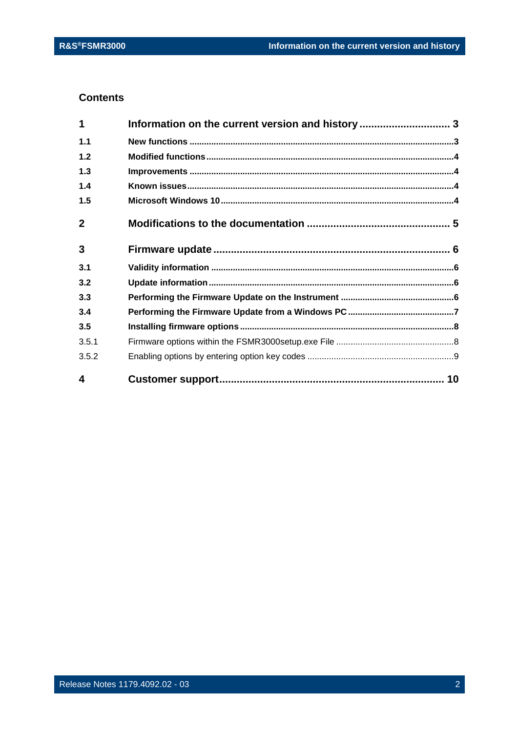## Contents

| | | |
|---|---|---|
| **1** | **Information on the current version and history** | **3** |
| **1.1** | **New functions** | **3** |
| **1.2** | **Modified functions** | **4** |
| **1.3** | **Improvements** | **4** |
| **1.4** | **Known issues** | **4** |
| **1.5** | **Microsoft Windows 10** | **4** |
| **2** | **Modifications to the documentation** | **5** |
| **3** | **Firmware update** | **6** |
| **3.1** | **Validity information** | **6** |
| **3.2** | **Update information** | **6** |
| **3.3** | **Performing the Firmware Update on the Instrument** | **6** |
| **3.4** | **Performing the Firmware Update from a Windows PC** | **7** |
| **3.5** | **Installing firmware options** | **8** |
| 3.5.1 | Firmware options within the FSMR3000setup.exe File | 8 |
| 3.5.2 | Enabling options by entering option key codes | 9 |
| **4** | **Customer support** | **10** |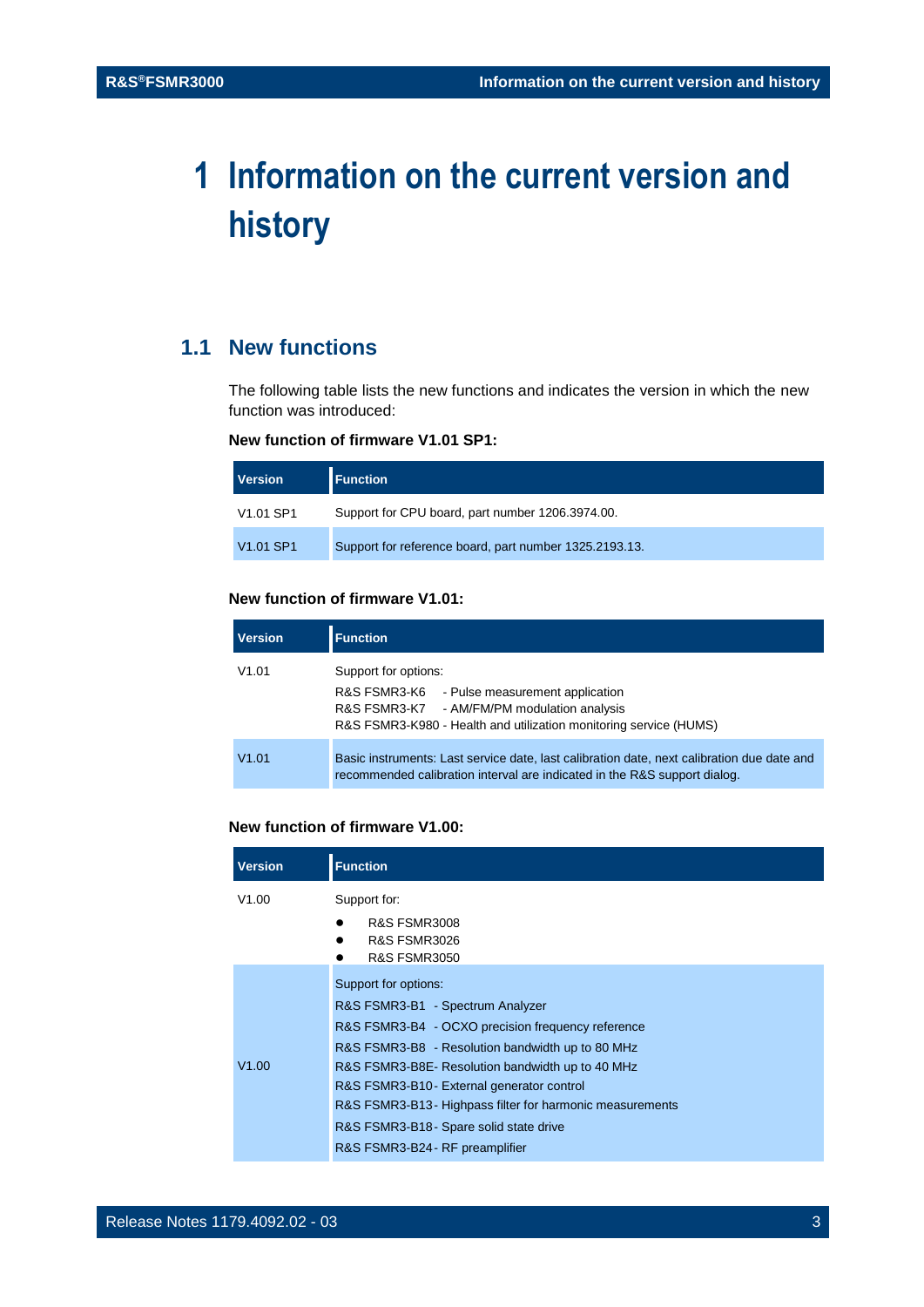# 1 Information on the current version and history

## 1.1 New functions

The following table lists the new functions and indicates the version in which the new function was introduced:

**New function of firmware V1.01 SP1:**

| Version | Function |
|---|---|
| V1.01 SP1 | Support for CPU board, part number 1206.3974.00. |
| V1.01 SP1 | Support for reference board, part number 1325.2193.13. |

**New function of firmware V1.01:**

| Version | Function |
|---|---|
| V1.01 | Support for options:<br>R&S FSMR3-K6 - Pulse measurement application<br>R&S FSMR3-K7 - AM/FM/PM modulation analysis<br>R&S FSMR3-K980 - Health and utilization monitoring service (HUMS) |
| V1.01 | Basic instruments: Last service date, last calibration date, next calibration due date and recommended calibration interval are indicated in the R&S support dialog. |

**New function of firmware V1.00:**

| Version | Function |
|---|---|
| V1.00 | Support for:<br>● R&S FSMR3008<br>● R&S FSMR3026<br>● R&S FSMR3050 |
| V1.00 | Support for options:<br>R&S FSMR3-B1 - Spectrum Analyzer<br>R&S FSMR3-B4 - OCXO precision frequency reference<br>R&S FSMR3-B8 - Resolution bandwidth up to 80 MHz<br>R&S FSMR3-B8E- Resolution bandwidth up to 40 MHz<br>R&S FSMR3-B10- External generator control<br>R&S FSMR3-B13- Highpass filter for harmonic measurements<br>R&S FSMR3-B18- Spare solid state drive<br>R&S FSMR3-B24- RF preamplifier |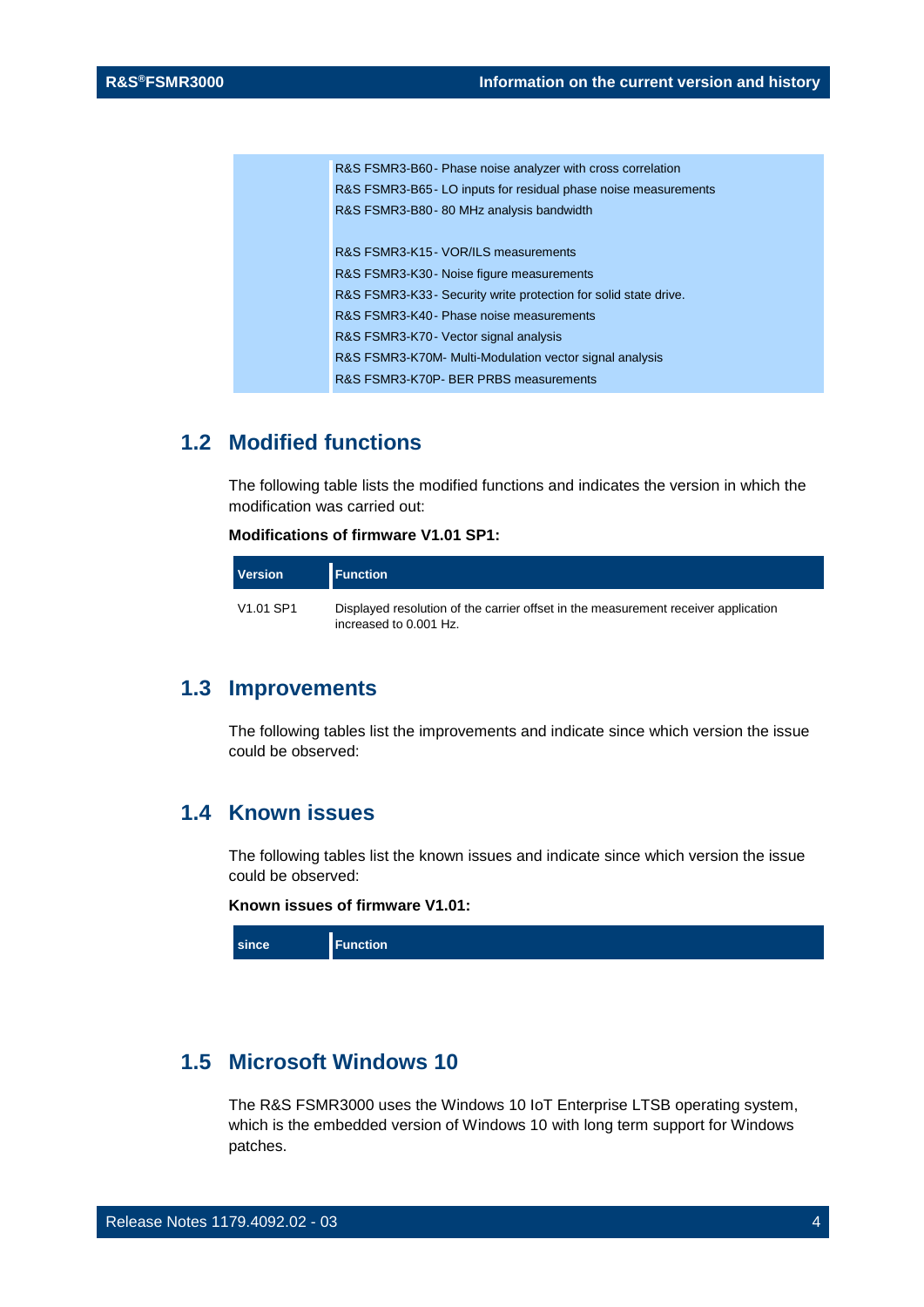| | |
|---|---|
| | R&S FSMR3-B60 - Phase noise analyzer with cross correlation<br>R&S FSMR3-B65 - LO inputs for residual phase noise measurements<br>R&S FSMR3-B80 - 80 MHz analysis bandwidth<br><br>R&S FSMR3-K15 - VOR/ILS measurements<br>R&S FSMR3-K30 - Noise figure measurements<br>R&S FSMR3-K33 - Security write protection for solid state drive.<br>R&S FSMR3-K40 - Phase noise measurements<br>R&S FSMR3-K70 - Vector signal analysis<br>R&S FSMR3-K70M - Multi-Modulation vector signal analysis<br>R&S FSMR3-K70P - BER PRBS measurements |

## 1.2 Modified functions

The following table lists the modified functions and indicates the version in which the modification was carried out:

**Modifications of firmware V1.01 SP1:**

| Version | Function |
|---|---|
| V1.01 SP1 | Displayed resolution of the carrier offset in the measurement receiver application increased to 0.001 Hz. |

## 1.3 Improvements

The following tables list the improvements and indicate since which version the issue could be observed:

## 1.4 Known issues

The following tables list the known issues and indicate since which version the issue could be observed:

**Known issues of firmware V1.01:**

| since | Function |
|---|---|

## 1.5 Microsoft Windows 10

The R&S FSMR3000 uses the Windows 10 IoT Enterprise LTSB operating system, which is the embedded version of Windows 10 with long term support for Windows patches.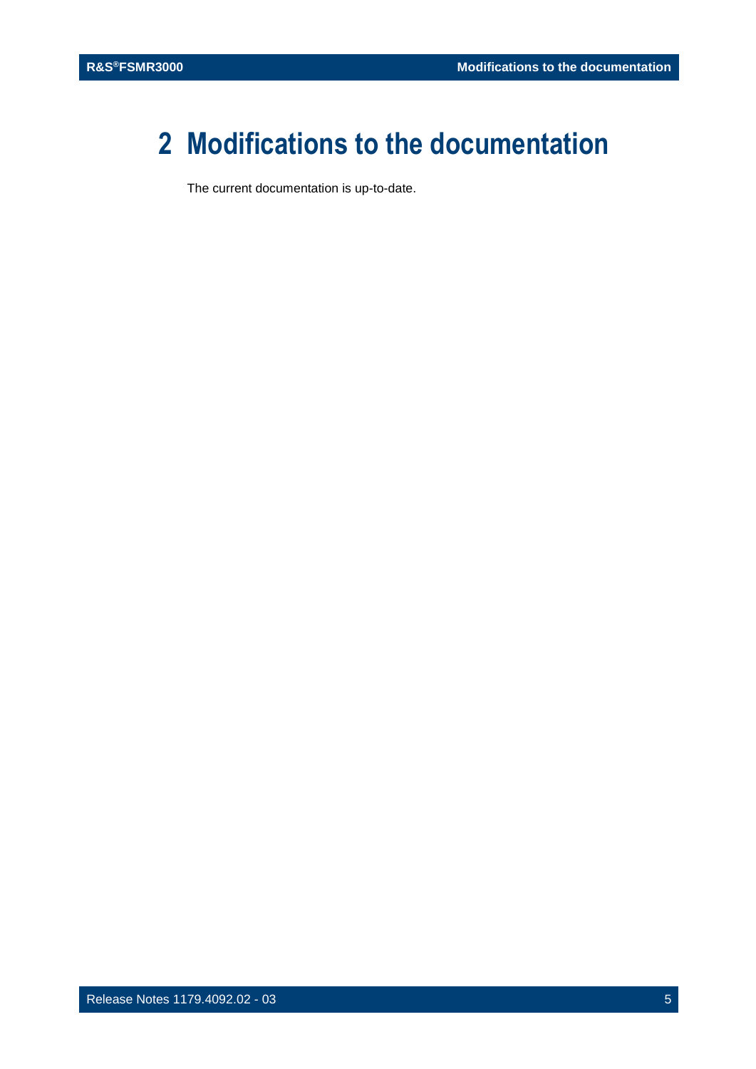# 2 Modifications to the documentation

The current documentation is up-to-date.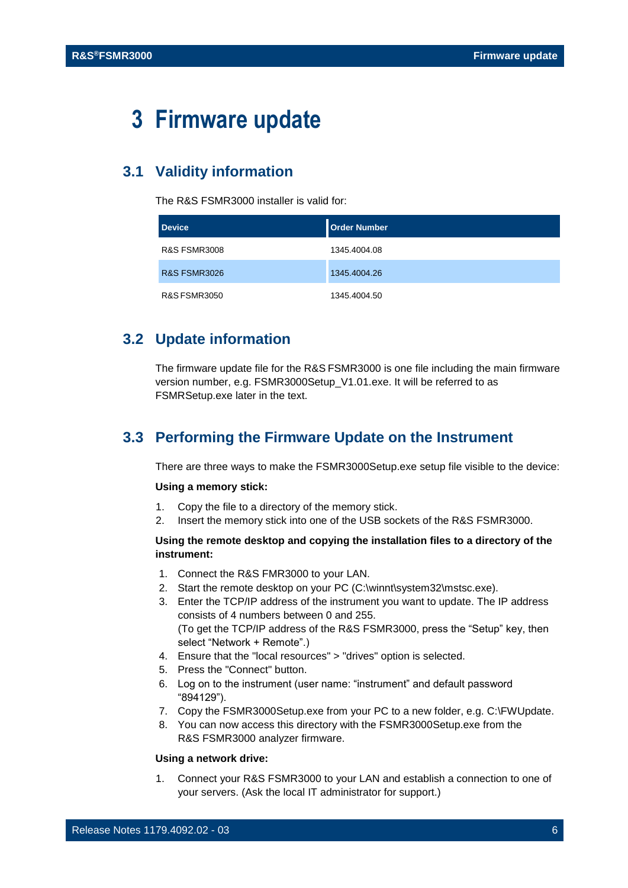# 3 Firmware update

## 3.1 Validity information

The R&S FSMR3000 installer is valid for:

| Device | Order Number |
|---|---|
| R&S FSMR3008 | 1345.4004.08 |
| R&S FSMR3026 | 1345.4004.26 |
| R&S FSMR3050 | 1345.4004.50 |

## 3.2 Update information

The firmware update file for the R&S FSMR3000 is one file including the main firmware version number, e.g. FSMR3000Setup_V1.01.exe. It will be referred to as FSMRSetup.exe later in the text.

## 3.3 Performing the Firmware Update on the Instrument

There are three ways to make the FSMR3000Setup.exe setup file visible to the device:

**Using a memory stick:**

1. Copy the file to a directory of the memory stick.
2. Insert the memory stick into one of the USB sockets of the R&S FSMR3000.

**Using the remote desktop and copying the installation files to a directory of the instrument:**

1. Connect the R&S FMR3000 to your LAN.
2. Start the remote desktop on your PC (C:\winnt\system32\mstsc.exe).
3. Enter the TCP/IP address of the instrument you want to update. The IP address consists of 4 numbers between 0 and 255.
   (To get the TCP/IP address of the R&S FSMR3000, press the “Setup” key, then select “Network + Remote”.)
4. Ensure that the "local resources" > "drives" option is selected.
5. Press the "Connect" button.
6. Log on to the instrument (user name: “instrument” and default password “894129”).
7. Copy the FSMR3000Setup.exe from your PC to a new folder, e.g. C:\FWUpdate.
8. You can now access this directory with the FSMR3000Setup.exe from the R&S FSMR3000 analyzer firmware.

**Using a network drive:**

1. Connect your R&S FSMR3000 to your LAN and establish a connection to one of your servers. (Ask the local IT administrator for support.)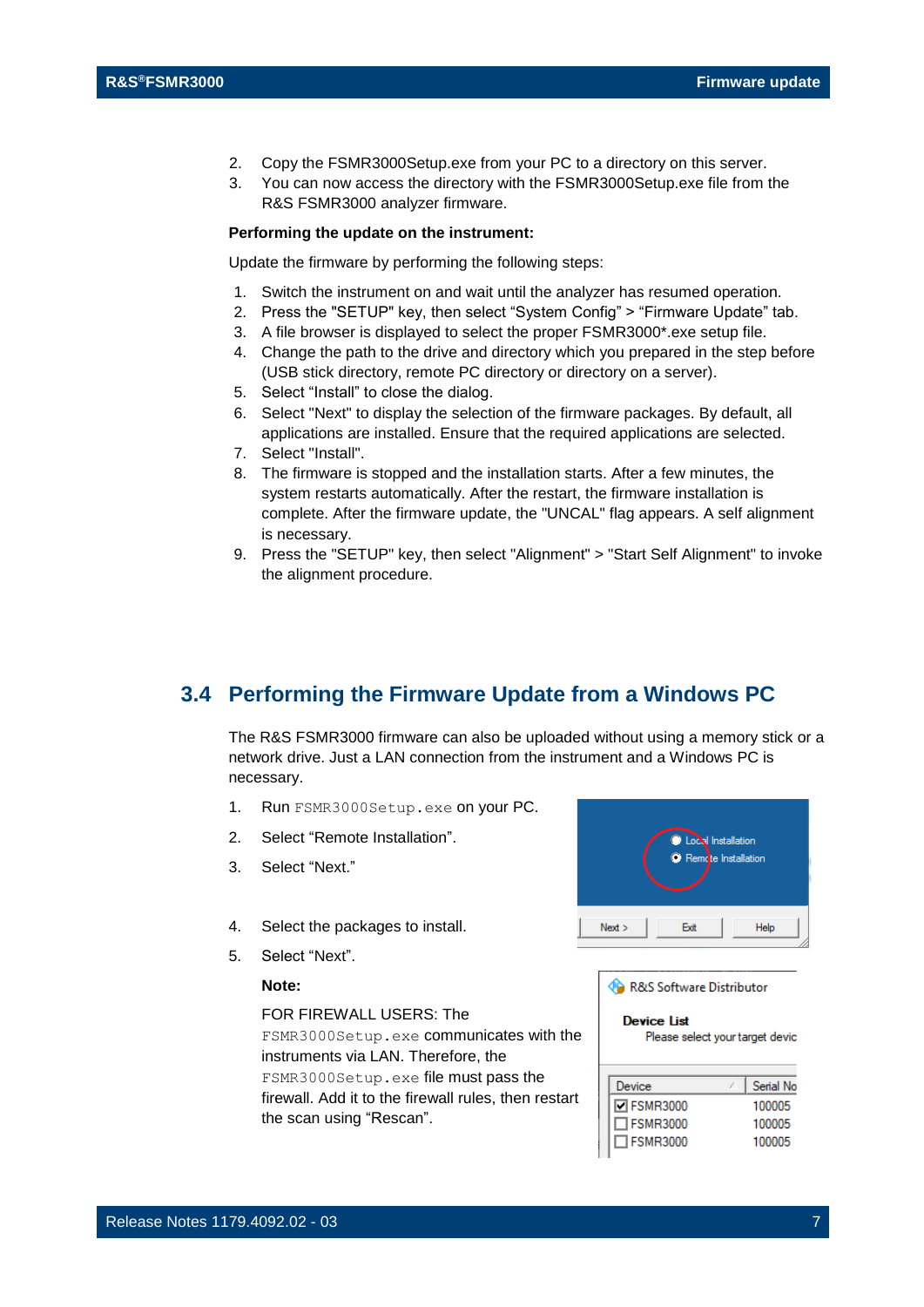2. Copy the FSMR3000Setup.exe from your PC to a directory on this server.
3. You can now access the directory with the FSMR3000Setup.exe file from the R&S FSMR3000 analyzer firmware.

**Performing the update on the instrument:**

Update the firmware by performing the following steps:

1. Switch the instrument on and wait until the analyzer has resumed operation.
2. Press the "SETUP" key, then select “System Config” > “Firmware Update” tab.
3. A file browser is displayed to select the proper FSMR3000*.exe setup file.
4. Change the path to the drive and directory which you prepared in the step before (USB stick directory, remote PC directory or directory on a server).
5. Select “Install” to close the dialog.
6. Select "Next" to display the selection of the firmware packages. By default, all applications are installed. Ensure that the required applications are selected.
7. Select "Install".
8. The firmware is stopped and the installation starts. After a few minutes, the system restarts automatically. After the restart, the firmware installation is complete. After the firmware update, the "UNCAL" flag appears. A self alignment is necessary.
9. Press the "SETUP" key, then select "Alignment" > "Start Self Alignment" to invoke the alignment procedure.

## 3.4 Performing the Firmware Update from a Windows PC

The R&S FSMR3000 firmware can also be uploaded without using a memory stick or a network drive. Just a LAN connection from the instrument and a Windows PC is necessary.

1. Run `FSMR3000Setup.exe` on your PC.
2. Select “Remote Installation”.
3. Select “Next.”
4. Select the packages to install.
5. Select “Next”.

**Note:**

FOR FIREWALL USERS: The `FSMR3000Setup.exe` communicates with the instruments via LAN. Therefore, the `FSMR3000Setup.exe` file must pass the firewall. Add it to the firewall rules, then restart the scan using “Rescan”.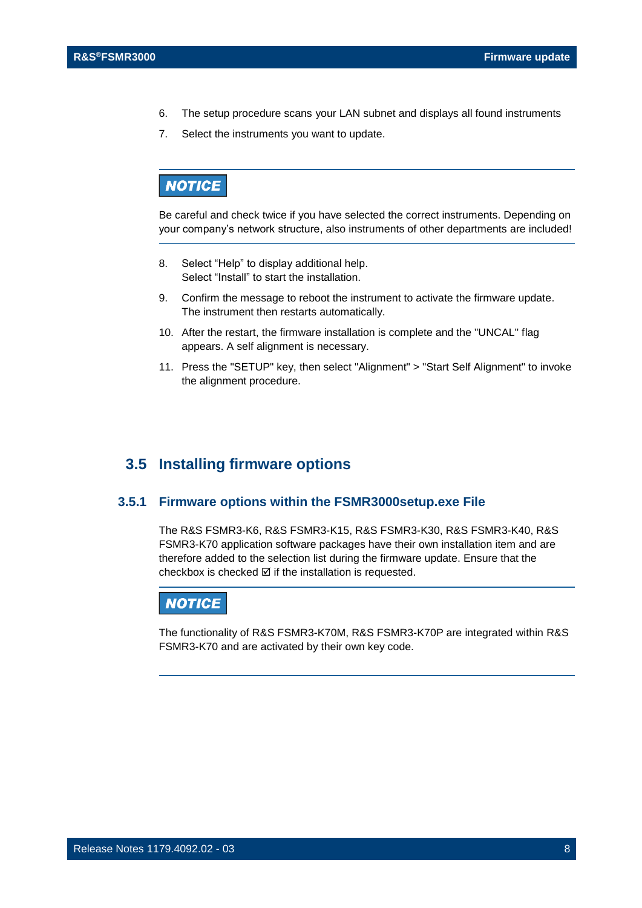6. The setup procedure scans your LAN subnet and displays all found instruments
7. Select the instruments you want to update.

**NOTICE**

Be careful and check twice if you have selected the correct instruments. Depending on your company's network structure, also instruments of other departments are included!

8. Select "Help" to display additional help.
   Select "Install" to start the installation.
9. Confirm the message to reboot the instrument to activate the firmware update. The instrument then restarts automatically.
10. After the restart, the firmware installation is complete and the "UNCAL" flag appears. A self alignment is necessary.
11. Press the "SETUP" key, then select "Alignment" > "Start Self Alignment" to invoke the alignment procedure.

## 3.5 Installing firmware options

### 3.5.1 Firmware options within the FSMR3000setup.exe File

The R&S FSMR3-K6, R&S FSMR3-K15, R&S FSMR3-K30, R&S FSMR3-K40, R&S FSMR3-K70 application software packages have their own installation item and are therefore added to the selection list during the firmware update. Ensure that the checkbox is checked ☑ if the installation is requested.

**NOTICE**

The functionality of R&S FSMR3-K70M, R&S FSMR3-K70P are integrated within R&S FSMR3-K70 and are activated by their own key code.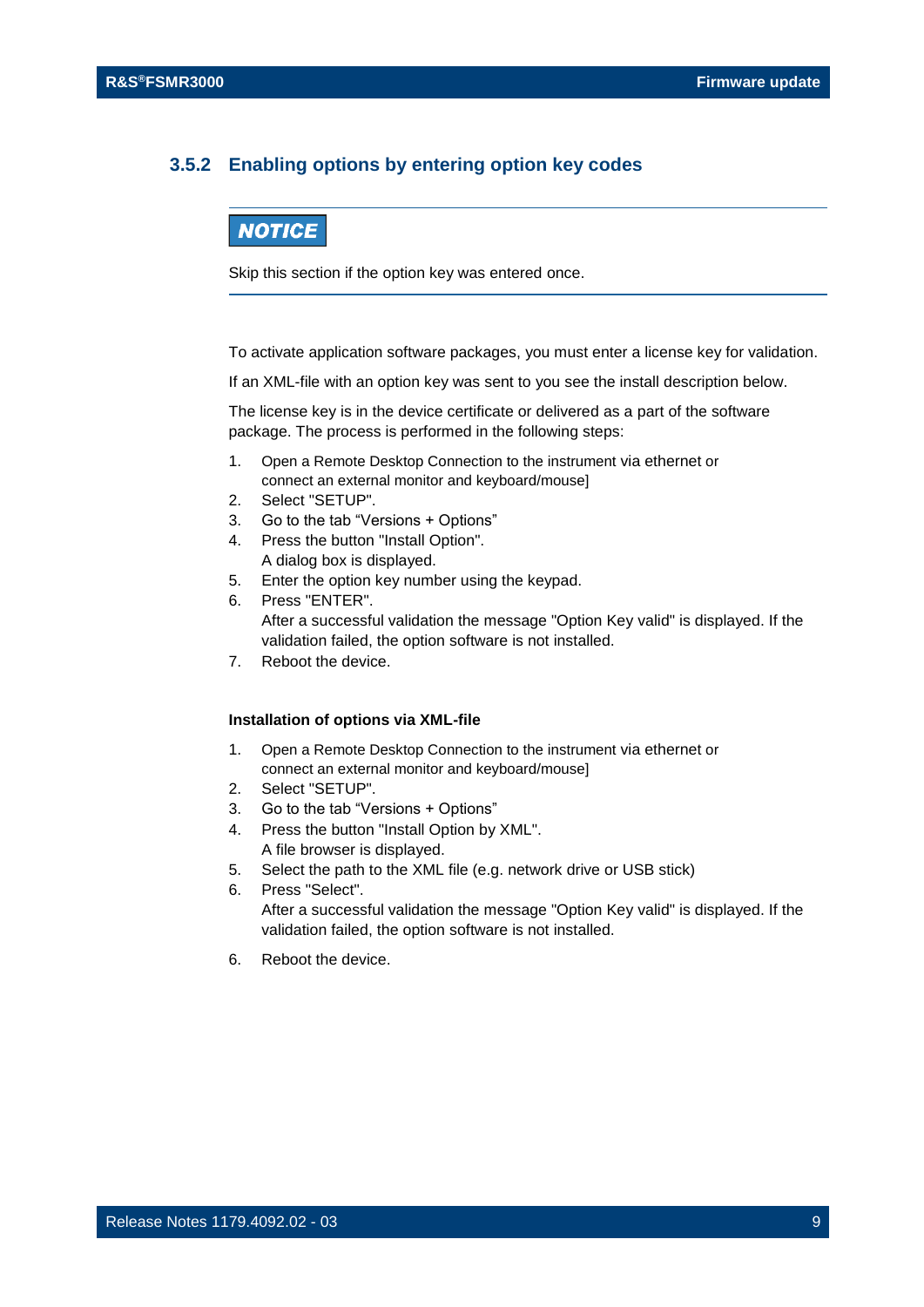### 3.5.2 Enabling options by entering option key codes

**NOTICE**

Skip this section if the option key was entered once.

To activate application software packages, you must enter a license key for validation.

If an XML-file with an option key was sent to you see the install description below.

The license key is in the device certificate or delivered as a part of the software package. The process is performed in the following steps:

1. Open a Remote Desktop Connection to the instrument via ethernet or connect an external monitor and keyboard/mouse]
2. Select "SETUP".
3. Go to the tab “Versions + Options”
4. Press the button "Install Option".
   A dialog box is displayed.
5. Enter the option key number using the keypad.
6. Press "ENTER".
   After a successful validation the message "Option Key valid" is displayed. If the validation failed, the option software is not installed.
7. Reboot the device.

**Installation of options via XML-file**

1. Open a Remote Desktop Connection to the instrument via ethernet or connect an external monitor and keyboard/mouse]
2. Select "SETUP".
3. Go to the tab “Versions + Options”
4. Press the button "Install Option by XML".
   A file browser is displayed.
5. Select the path to the XML file (e.g. network drive or USB stick)
6. Press "Select".
   After a successful validation the message "Option Key valid" is displayed. If the validation failed, the option software is not installed.

6. Reboot the device.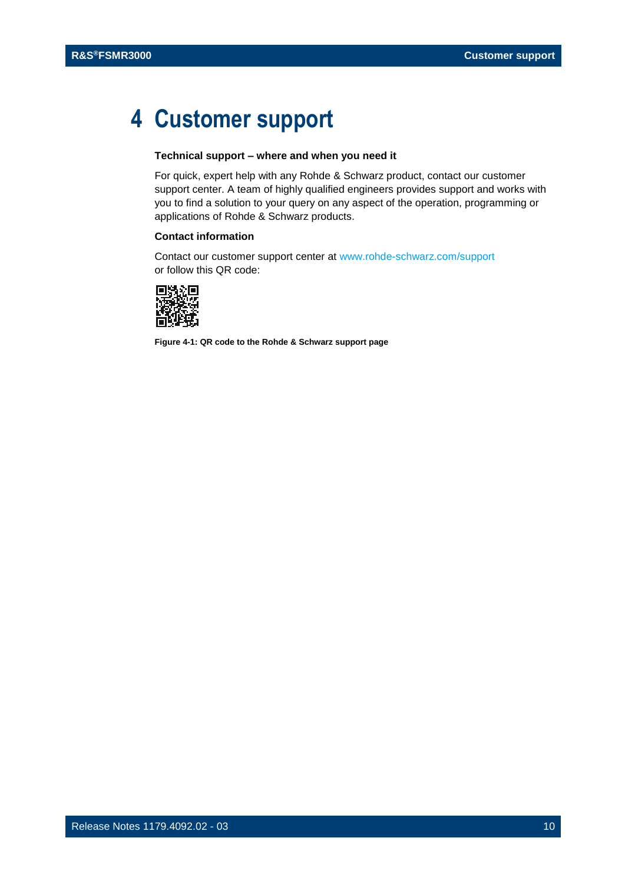# 4 Customer support

**Technical support – where and when you need it**

For quick, expert help with any Rohde & Schwarz product, contact our customer support center. A team of highly qualified engineers provides support and works with you to find a solution to your query on any aspect of the operation, programming or applications of Rohde & Schwarz products.

**Contact information**

Contact our customer support center at www.rohde-schwarz.com/support or follow this QR code:

**Figure 4-1: QR code to the Rohde & Schwarz support page**